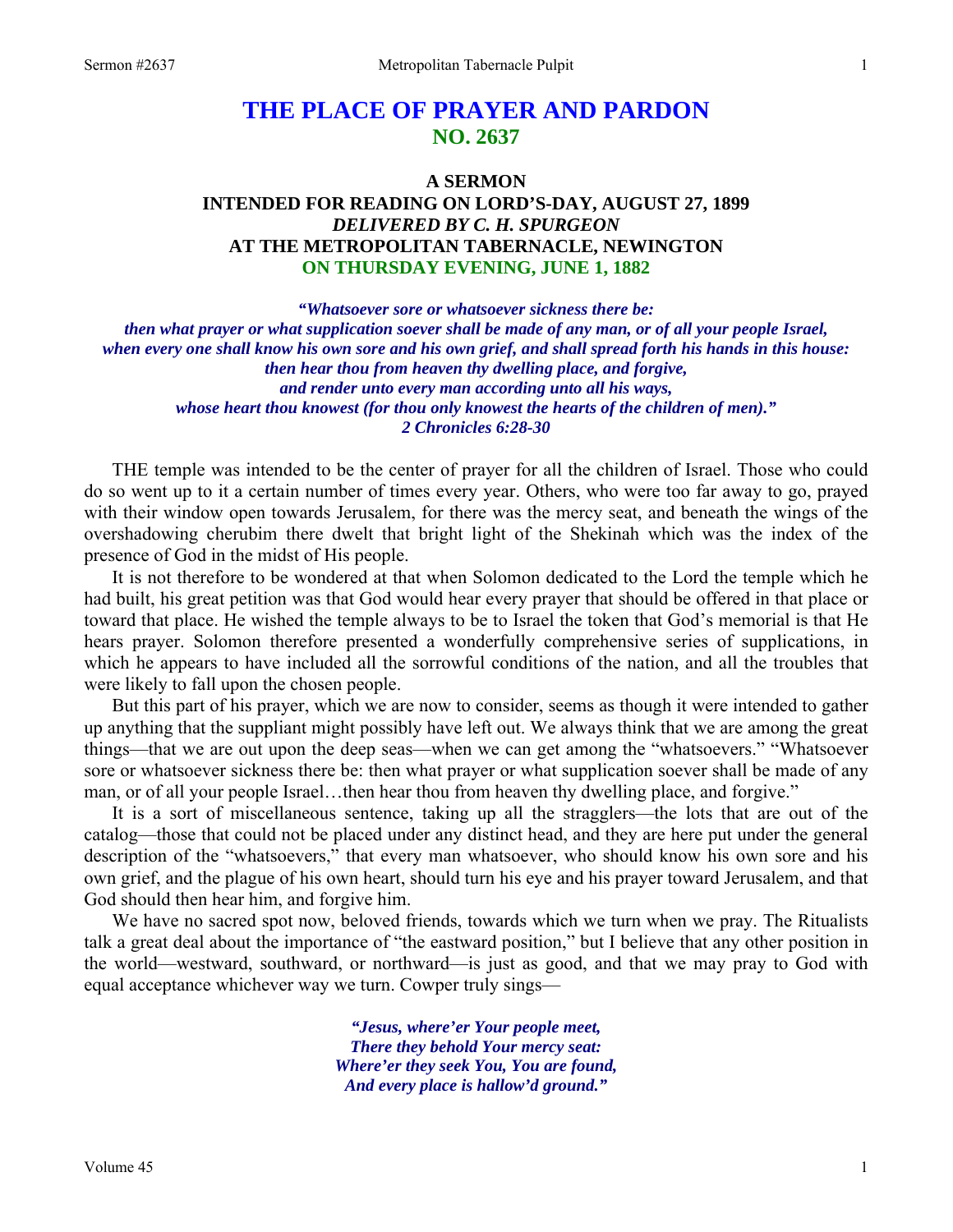# THE PLACE OF PRAYER AND PARDON
## NO. 2637

### A SERMON
### INTENDED FOR READING ON LORD'S-DAY, AUGUST 27, 1899
### *DELIVERED BY C. H. SPURGEON*
### AT THE METROPOLITAN TABERNACLE, NEWINGTON
### ON THURSDAY EVENING, JUNE 1, 1882

***"Whatsoever sore or whatsoever sickness there be:***
***then what prayer or what supplication soever shall be made of any man, or of all your people Israel,***
***when every one shall know his own sore and his own grief, and shall spread forth his hands in this house:***
***then hear thou from heaven thy dwelling place, and forgive,***
***and render unto every man according unto all his ways,***
***whose heart thou knowest (for thou only knowest the hearts of the children of men)."***
***2 Chronicles 6:28-30***

THE temple was intended to be the center of prayer for all the children of Israel. Those who could do so went up to it a certain number of times every year. Others, who were too far away to go, prayed with their window open towards Jerusalem, for there was the mercy seat, and beneath the wings of the overshadowing cherubim there dwelt that bright light of the Shekinah which was the index of the presence of God in the midst of His people.

It is not therefore to be wondered at that when Solomon dedicated to the Lord the temple which he had built, his great petition was that God would hear every prayer that should be offered in that place or toward that place. He wished the temple always to be to Israel the token that God's memorial is that He hears prayer. Solomon therefore presented a wonderfully comprehensive series of supplications, in which he appears to have included all the sorrowful conditions of the nation, and all the troubles that were likely to fall upon the chosen people.

But this part of his prayer, which we are now to consider, seems as though it were intended to gather up anything that the suppliant might possibly have left out. We always think that we are among the great things—that we are out upon the deep seas—when we can get among the "whatsoevers." "Whatsoever sore or whatsoever sickness there be: then what prayer or what supplication soever shall be made of any man, or of all your people Israel…then hear thou from heaven thy dwelling place, and forgive."

It is a sort of miscellaneous sentence, taking up all the stragglers—the lots that are out of the catalog—those that could not be placed under any distinct head, and they are here put under the general description of the "whatsoevers," that every man whatsoever, who should know his own sore and his own grief, and the plague of his own heart, should turn his eye and his prayer toward Jerusalem, and that God should then hear him, and forgive him.

We have no sacred spot now, beloved friends, towards which we turn when we pray. The Ritualists talk a great deal about the importance of "the eastward position," but I believe that any other position in the world—westward, southward, or northward—is just as good, and that we may pray to God with equal acceptance whichever way we turn. Cowper truly sings—

> ***"Jesus, where'er Your people meet,***
> ***There they behold Your mercy seat:***
> ***Where'er they seek You, You are found,***
> ***And every place is hallow'd ground."***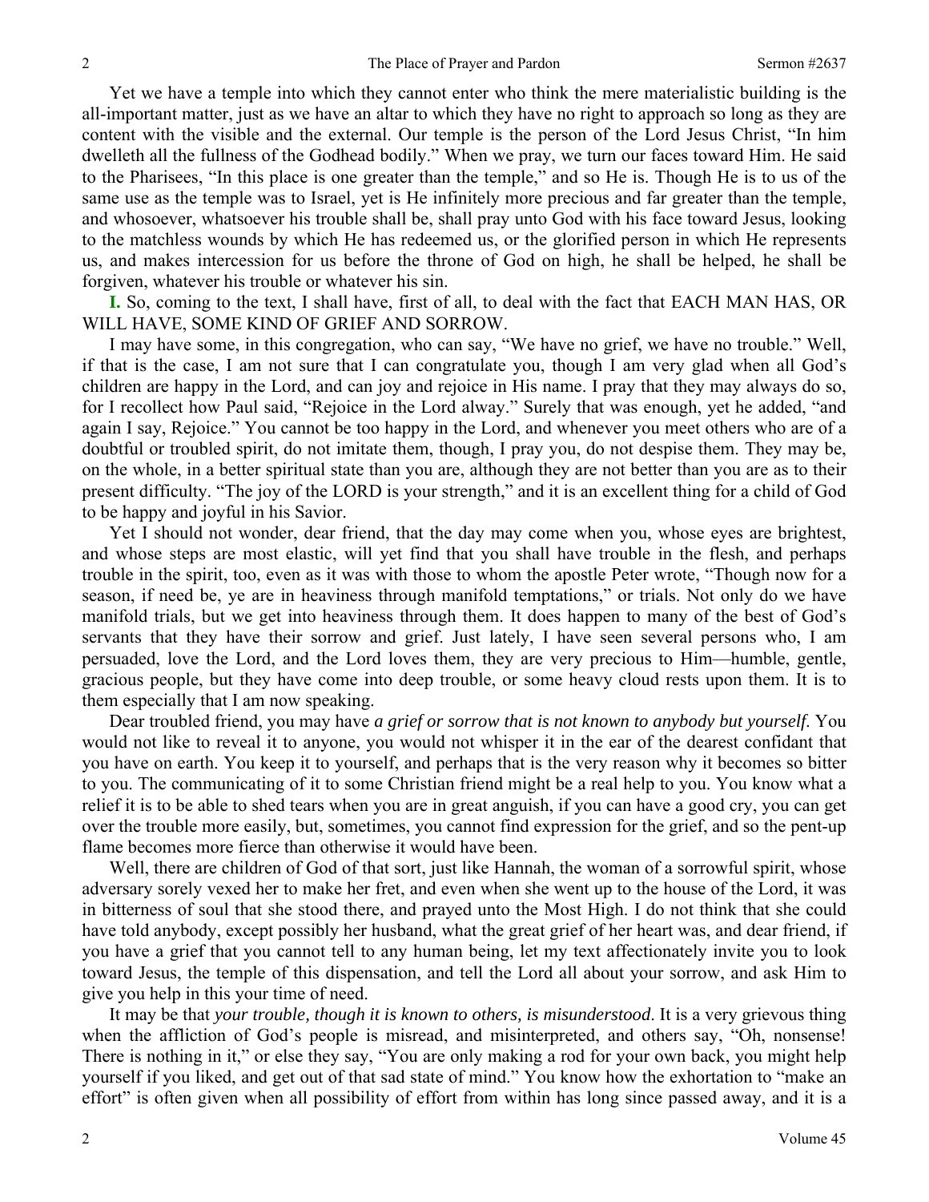Yet we have a temple into which they cannot enter who think the mere materialistic building is the all-important matter, just as we have an altar to which they have no right to approach so long as they are content with the visible and the external. Our temple is the person of the Lord Jesus Christ, "In him dwelleth all the fullness of the Godhead bodily." When we pray, we turn our faces toward Him. He said to the Pharisees, "In this place is one greater than the temple," and so He is. Though He is to us of the same use as the temple was to Israel, yet is He infinitely more precious and far greater than the temple, and whosoever, whatsoever his trouble shall be, shall pray unto God with his face toward Jesus, looking to the matchless wounds by which He has redeemed us, or the glorified person in which He represents us, and makes intercession for us before the throne of God on high, he shall be helped, he shall be forgiven, whatever his trouble or whatever his sin.

**I.** So, coming to the text, I shall have, first of all, to deal with the fact that EACH MAN HAS, OR WILL HAVE, SOME KIND OF GRIEF AND SORROW.

I may have some, in this congregation, who can say, "We have no grief, we have no trouble." Well, if that is the case, I am not sure that I can congratulate you, though I am very glad when all God's children are happy in the Lord, and can joy and rejoice in His name. I pray that they may always do so, for I recollect how Paul said, "Rejoice in the Lord alway." Surely that was enough, yet he added, "and again I say, Rejoice." You cannot be too happy in the Lord, and whenever you meet others who are of a doubtful or troubled spirit, do not imitate them, though, I pray you, do not despise them. They may be, on the whole, in a better spiritual state than you are, although they are not better than you are as to their present difficulty. "The joy of the LORD is your strength," and it is an excellent thing for a child of God to be happy and joyful in his Savior.

Yet I should not wonder, dear friend, that the day may come when you, whose eyes are brightest, and whose steps are most elastic, will yet find that you shall have trouble in the flesh, and perhaps trouble in the spirit, too, even as it was with those to whom the apostle Peter wrote, "Though now for a season, if need be, ye are in heaviness through manifold temptations," or trials. Not only do we have manifold trials, but we get into heaviness through them. It does happen to many of the best of God's servants that they have their sorrow and grief. Just lately, I have seen several persons who, I am persuaded, love the Lord, and the Lord loves them, they are very precious to Him—humble, gentle, gracious people, but they have come into deep trouble, or some heavy cloud rests upon them. It is to them especially that I am now speaking.

Dear troubled friend, you may have *a grief or sorrow that is not known to anybody but yourself*. You would not like to reveal it to anyone, you would not whisper it in the ear of the dearest confidant that you have on earth. You keep it to yourself, and perhaps that is the very reason why it becomes so bitter to you. The communicating of it to some Christian friend might be a real help to you. You know what a relief it is to be able to shed tears when you are in great anguish, if you can have a good cry, you can get over the trouble more easily, but, sometimes, you cannot find expression for the grief, and so the pent-up flame becomes more fierce than otherwise it would have been.

Well, there are children of God of that sort, just like Hannah, the woman of a sorrowful spirit, whose adversary sorely vexed her to make her fret, and even when she went up to the house of the Lord, it was in bitterness of soul that she stood there, and prayed unto the Most High. I do not think that she could have told anybody, except possibly her husband, what the great grief of her heart was, and dear friend, if you have a grief that you cannot tell to any human being, let my text affectionately invite you to look toward Jesus, the temple of this dispensation, and tell the Lord all about your sorrow, and ask Him to give you help in this your time of need.

It may be that *your trouble, though it is known to others, is misunderstood*. It is a very grievous thing when the affliction of God's people is misread, and misinterpreted, and others say, "Oh, nonsense! There is nothing in it," or else they say, "You are only making a rod for your own back, you might help yourself if you liked, and get out of that sad state of mind." You know how the exhortation to "make an effort" is often given when all possibility of effort from within has long since passed away, and it is a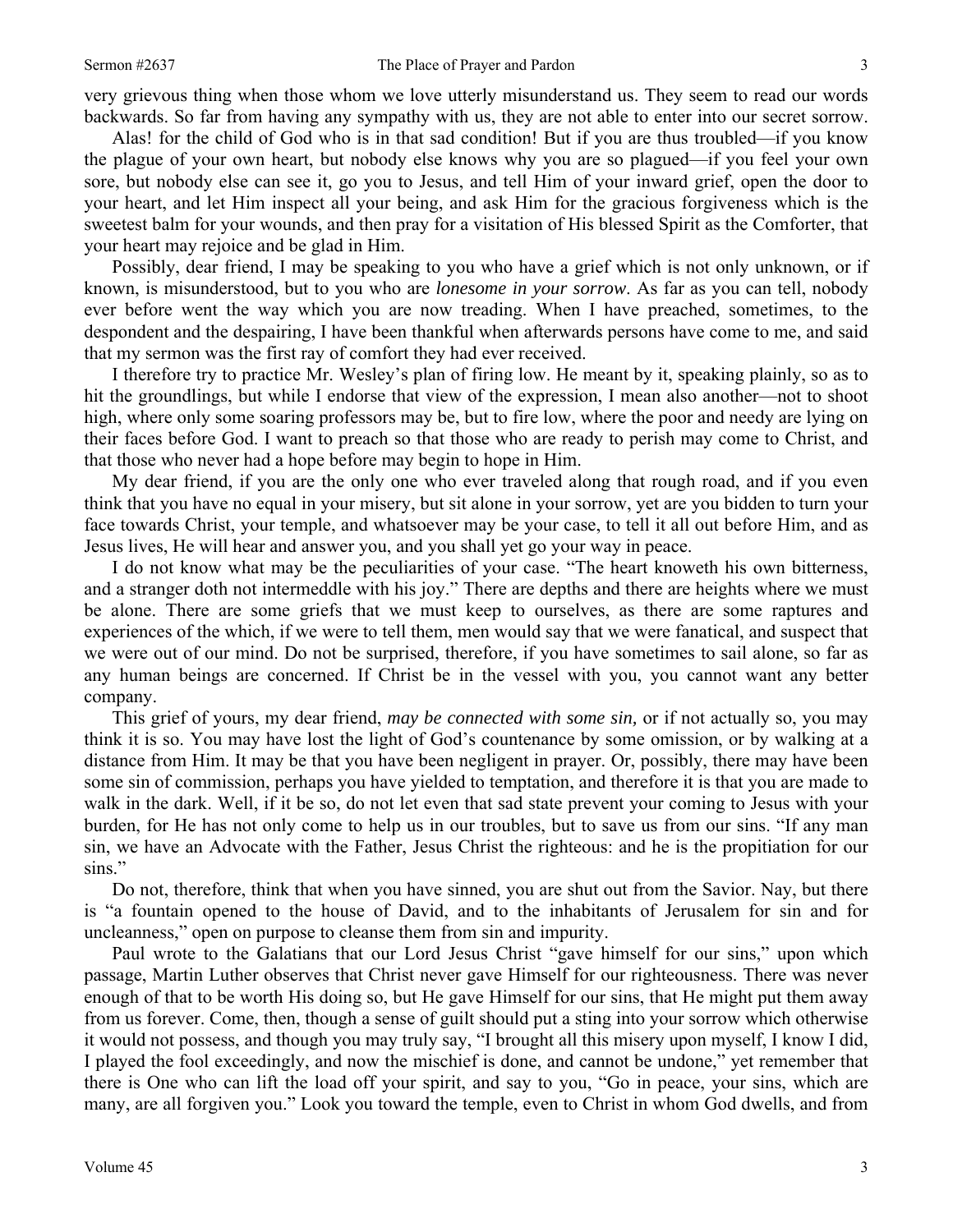very grievous thing when those whom we love utterly misunderstand us. They seem to read our words backwards. So far from having any sympathy with us, they are not able to enter into our secret sorrow.

Alas! for the child of God who is in that sad condition! But if you are thus troubled—if you know the plague of your own heart, but nobody else knows why you are so plagued—if you feel your own sore, but nobody else can see it, go you to Jesus, and tell Him of your inward grief, open the door to your heart, and let Him inspect all your being, and ask Him for the gracious forgiveness which is the sweetest balm for your wounds, and then pray for a visitation of His blessed Spirit as the Comforter, that your heart may rejoice and be glad in Him.

Possibly, dear friend, I may be speaking to you who have a grief which is not only unknown, or if known, is misunderstood, but to you who are *lonesome in your sorrow*. As far as you can tell, nobody ever before went the way which you are now treading. When I have preached, sometimes, to the despondent and the despairing, I have been thankful when afterwards persons have come to me, and said that my sermon was the first ray of comfort they had ever received.

I therefore try to practice Mr. Wesley's plan of firing low. He meant by it, speaking plainly, so as to hit the groundlings, but while I endorse that view of the expression, I mean also another—not to shoot high, where only some soaring professors may be, but to fire low, where the poor and needy are lying on their faces before God. I want to preach so that those who are ready to perish may come to Christ, and that those who never had a hope before may begin to hope in Him.

My dear friend, if you are the only one who ever traveled along that rough road, and if you even think that you have no equal in your misery, but sit alone in your sorrow, yet are you bidden to turn your face towards Christ, your temple, and whatsoever may be your case, to tell it all out before Him, and as Jesus lives, He will hear and answer you, and you shall yet go your way in peace.

I do not know what may be the peculiarities of your case. "The heart knoweth his own bitterness, and a stranger doth not intermeddle with his joy." There are depths and there are heights where we must be alone. There are some griefs that we must keep to ourselves, as there are some raptures and experiences of the which, if we were to tell them, men would say that we were fanatical, and suspect that we were out of our mind. Do not be surprised, therefore, if you have sometimes to sail alone, so far as any human beings are concerned. If Christ be in the vessel with you, you cannot want any better company.

This grief of yours, my dear friend, *may be connected with some sin,* or if not actually so, you may think it is so. You may have lost the light of God's countenance by some omission, or by walking at a distance from Him. It may be that you have been negligent in prayer. Or, possibly, there may have been some sin of commission, perhaps you have yielded to temptation, and therefore it is that you are made to walk in the dark. Well, if it be so, do not let even that sad state prevent your coming to Jesus with your burden, for He has not only come to help us in our troubles, but to save us from our sins. "If any man sin, we have an Advocate with the Father, Jesus Christ the righteous: and he is the propitiation for our sins."

Do not, therefore, think that when you have sinned, you are shut out from the Savior. Nay, but there is "a fountain opened to the house of David, and to the inhabitants of Jerusalem for sin and for uncleanness," open on purpose to cleanse them from sin and impurity.

Paul wrote to the Galatians that our Lord Jesus Christ "gave himself for our sins," upon which passage, Martin Luther observes that Christ never gave Himself for our righteousness. There was never enough of that to be worth His doing so, but He gave Himself for our sins, that He might put them away from us forever. Come, then, though a sense of guilt should put a sting into your sorrow which otherwise it would not possess, and though you may truly say, "I brought all this misery upon myself, I know I did, I played the fool exceedingly, and now the mischief is done, and cannot be undone," yet remember that there is One who can lift the load off your spirit, and say to you, "Go in peace, your sins, which are many, are all forgiven you." Look you toward the temple, even to Christ in whom God dwells, and from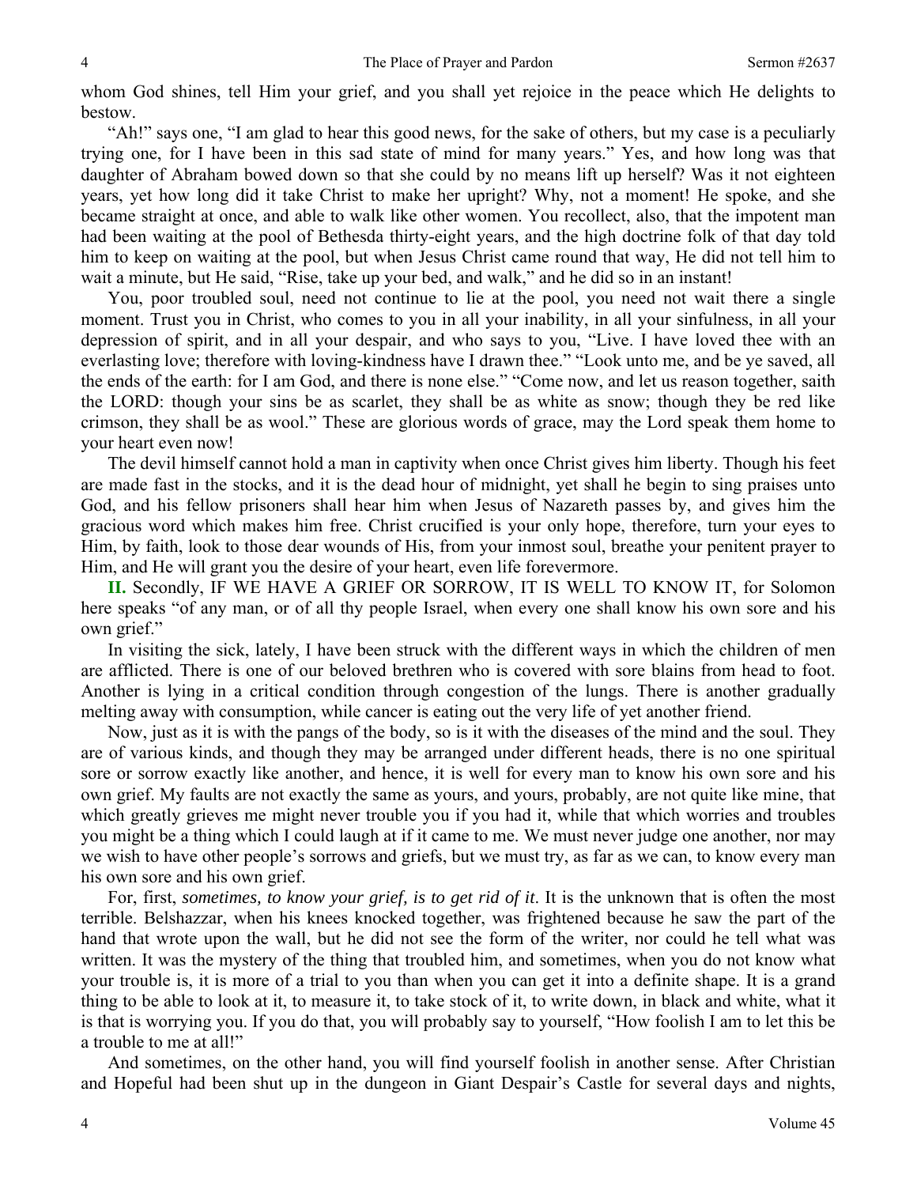whom God shines, tell Him your grief, and you shall yet rejoice in the peace which He delights to bestow.

"Ah!" says one, "I am glad to hear this good news, for the sake of others, but my case is a peculiarly trying one, for I have been in this sad state of mind for many years." Yes, and how long was that daughter of Abraham bowed down so that she could by no means lift up herself? Was it not eighteen years, yet how long did it take Christ to make her upright? Why, not a moment! He spoke, and she became straight at once, and able to walk like other women. You recollect, also, that the impotent man had been waiting at the pool of Bethesda thirty-eight years, and the high doctrine folk of that day told him to keep on waiting at the pool, but when Jesus Christ came round that way, He did not tell him to wait a minute, but He said, "Rise, take up your bed, and walk," and he did so in an instant!

You, poor troubled soul, need not continue to lie at the pool, you need not wait there a single moment. Trust you in Christ, who comes to you in all your inability, in all your sinfulness, in all your depression of spirit, and in all your despair, and who says to you, "Live. I have loved thee with an everlasting love; therefore with loving-kindness have I drawn thee." "Look unto me, and be ye saved, all the ends of the earth: for I am God, and there is none else." "Come now, and let us reason together, saith the LORD: though your sins be as scarlet, they shall be as white as snow; though they be red like crimson, they shall be as wool." These are glorious words of grace, may the Lord speak them home to your heart even now!

The devil himself cannot hold a man in captivity when once Christ gives him liberty. Though his feet are made fast in the stocks, and it is the dead hour of midnight, yet shall he begin to sing praises unto God, and his fellow prisoners shall hear him when Jesus of Nazareth passes by, and gives him the gracious word which makes him free. Christ crucified is your only hope, therefore, turn your eyes to Him, by faith, look to those dear wounds of His, from your inmost soul, breathe your penitent prayer to Him, and He will grant you the desire of your heart, even life forevermore.

**II.** Secondly, IF WE HAVE A GRIEF OR SORROW, IT IS WELL TO KNOW IT, for Solomon here speaks "of any man, or of all thy people Israel, when every one shall know his own sore and his own grief."

In visiting the sick, lately, I have been struck with the different ways in which the children of men are afflicted. There is one of our beloved brethren who is covered with sore blains from head to foot. Another is lying in a critical condition through congestion of the lungs. There is another gradually melting away with consumption, while cancer is eating out the very life of yet another friend.

Now, just as it is with the pangs of the body, so is it with the diseases of the mind and the soul. They are of various kinds, and though they may be arranged under different heads, there is no one spiritual sore or sorrow exactly like another, and hence, it is well for every man to know his own sore and his own grief. My faults are not exactly the same as yours, and yours, probably, are not quite like mine, that which greatly grieves me might never trouble you if you had it, while that which worries and troubles you might be a thing which I could laugh at if it came to me. We must never judge one another, nor may we wish to have other people's sorrows and griefs, but we must try, as far as we can, to know every man his own sore and his own grief.

For, first, *sometimes, to know your grief, is to get rid of it*. It is the unknown that is often the most terrible. Belshazzar, when his knees knocked together, was frightened because he saw the part of the hand that wrote upon the wall, but he did not see the form of the writer, nor could he tell what was written. It was the mystery of the thing that troubled him, and sometimes, when you do not know what your trouble is, it is more of a trial to you than when you can get it into a definite shape. It is a grand thing to be able to look at it, to measure it, to take stock of it, to write down, in black and white, what it is that is worrying you. If you do that, you will probably say to yourself, "How foolish I am to let this be a trouble to me at all!"

And sometimes, on the other hand, you will find yourself foolish in another sense. After Christian and Hopeful had been shut up in the dungeon in Giant Despair's Castle for several days and nights,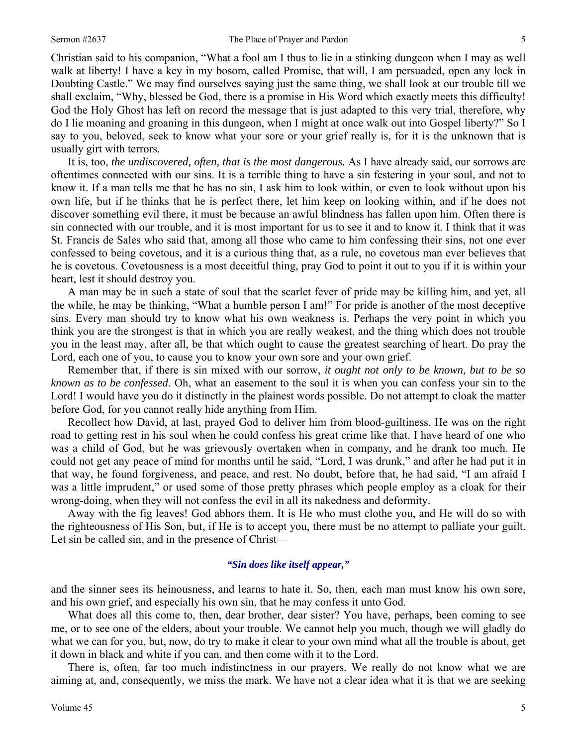Christian said to his companion, "What a fool am I thus to lie in a stinking dungeon when I may as well walk at liberty! I have a key in my bosom, called Promise, that will, I am persuaded, open any lock in Doubting Castle." We may find ourselves saying just the same thing, we shall look at our trouble till we shall exclaim, "Why, blessed be God, there is a promise in His Word which exactly meets this difficulty! God the Holy Ghost has left on record the message that is just adapted to this very trial, therefore, why do I lie moaning and groaning in this dungeon, when I might at once walk out into Gospel liberty?" So I say to you, beloved, seek to know what your sore or your grief really is, for it is the unknown that is usually girt with terrors.

It is, too, *the undiscovered, often, that is the most dangerous.* As I have already said, our sorrows are oftentimes connected with our sins. It is a terrible thing to have a sin festering in your soul, and not to know it. If a man tells me that he has no sin, I ask him to look within, or even to look without upon his own life, but if he thinks that he is perfect there, let him keep on looking within, and if he does not discover something evil there, it must be because an awful blindness has fallen upon him. Often there is sin connected with our trouble, and it is most important for us to see it and to know it. I think that it was St. Francis de Sales who said that, among all those who came to him confessing their sins, not one ever confessed to being covetous, and it is a curious thing that, as a rule, no covetous man ever believes that he is covetous. Covetousness is a most deceitful thing, pray God to point it out to you if it is within your heart, lest it should destroy you.

A man may be in such a state of soul that the scarlet fever of pride may be killing him, and yet, all the while, he may be thinking, "What a humble person I am!" For pride is another of the most deceptive sins. Every man should try to know what his own weakness is. Perhaps the very point in which you think you are the strongest is that in which you are really weakest, and the thing which does not trouble you in the least may, after all, be that which ought to cause the greatest searching of heart. Do pray the Lord, each one of you, to cause you to know your own sore and your own grief.

Remember that, if there is sin mixed with our sorrow, *it ought not only to be known, but to be so known as to be confessed*. Oh, what an easement to the soul it is when you can confess your sin to the Lord! I would have you do it distinctly in the plainest words possible. Do not attempt to cloak the matter before God, for you cannot really hide anything from Him.

Recollect how David, at last, prayed God to deliver him from blood-guiltiness. He was on the right road to getting rest in his soul when he could confess his great crime like that. I have heard of one who was a child of God, but he was grievously overtaken when in company, and he drank too much. He could not get any peace of mind for months until he said, "Lord, I was drunk," and after he had put it in that way, he found forgiveness, and peace, and rest. No doubt, before that, he had said, "I am afraid I was a little imprudent," or used some of those pretty phrases which people employ as a cloak for their wrong-doing, when they will not confess the evil in all its nakedness and deformity.

Away with the fig leaves! God abhors them. It is He who must clothe you, and He will do so with the righteousness of His Son, but, if He is to accept you, there must be no attempt to palliate your guilt. Let sin be called sin, and in the presence of Christ—

*"Sin does like itself appear,"*

and the sinner sees its heinousness, and learns to hate it. So, then, each man must know his own sore, and his own grief, and especially his own sin, that he may confess it unto God.

What does all this come to, then, dear brother, dear sister? You have, perhaps, been coming to see me, or to see one of the elders, about your trouble. We cannot help you much, though we will gladly do what we can for you, but, now, do try to make it clear to your own mind what all the trouble is about, get it down in black and white if you can, and then come with it to the Lord.

There is, often, far too much indistinctness in our prayers. We really do not know what we are aiming at, and, consequently, we miss the mark. We have not a clear idea what it is that we are seeking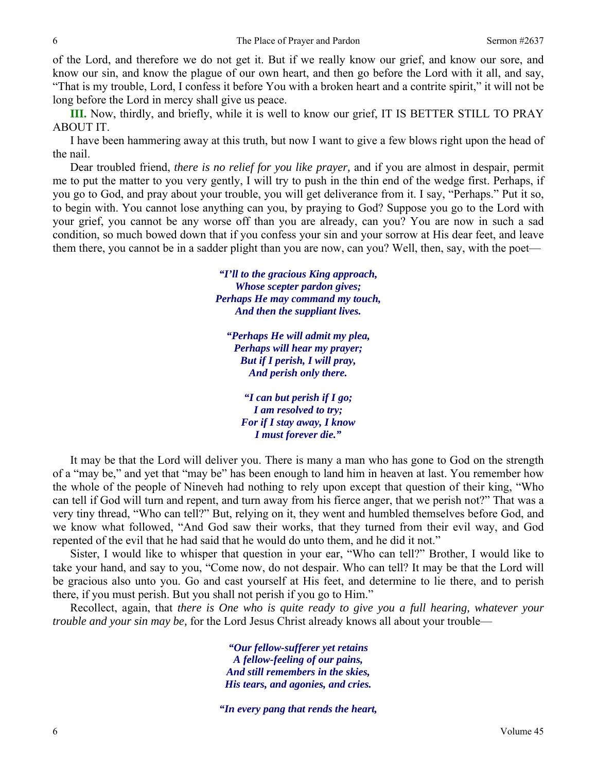of the Lord, and therefore we do not get it. But if we really know our grief, and know our sore, and know our sin, and know the plague of our own heart, and then go before the Lord with it all, and say, "That is my trouble, Lord, I confess it before You with a broken heart and a contrite spirit," it will not be long before the Lord in mercy shall give us peace.

**III.** Now, thirdly, and briefly, while it is well to know our grief, IT IS BETTER STILL TO PRAY ABOUT IT.

I have been hammering away at this truth, but now I want to give a few blows right upon the head of the nail.

Dear troubled friend, *there is no relief for you like prayer,* and if you are almost in despair, permit me to put the matter to you very gently, I will try to push in the thin end of the wedge first. Perhaps, if you go to God, and pray about your trouble, you will get deliverance from it. I say, "Perhaps." Put it so, to begin with. You cannot lose anything can you, by praying to God? Suppose you go to the Lord with your grief, you cannot be any worse off than you are already, can you? You are now in such a sad condition, so much bowed down that if you confess your sin and your sorrow at His dear feet, and leave them there, you cannot be in a sadder plight than you are now, can you? Well, then, say, with the poet—

> ***"I'll to the gracious King approach,***
> ***Whose scepter pardon gives;***
> ***Perhaps He may command my touch,***
> ***And then the suppliant lives.***
>
> ***"Perhaps He will admit my plea,***
> ***Perhaps will hear my prayer;***
> ***But if I perish, I will pray,***
> ***And perish only there.***
>
> ***"I can but perish if I go;***
> ***I am resolved to try;***
> ***For if I stay away, I know***
> ***I must forever die."***

It may be that the Lord will deliver you. There is many a man who has gone to God on the strength of a "may be," and yet that "may be" has been enough to land him in heaven at last. You remember how the whole of the people of Nineveh had nothing to rely upon except that question of their king, "Who can tell if God will turn and repent, and turn away from his fierce anger, that we perish not?" That was a very tiny thread, "Who can tell?" But, relying on it, they went and humbled themselves before God, and we know what followed, "And God saw their works, that they turned from their evil way, and God repented of the evil that he had said that he would do unto them, and he did it not."

Sister, I would like to whisper that question in your ear, "Who can tell?" Brother, I would like to take your hand, and say to you, "Come now, do not despair. Who can tell? It may be that the Lord will be gracious also unto you. Go and cast yourself at His feet, and determine to lie there, and to perish there, if you must perish. But you shall not perish if you go to Him."

Recollect, again, that *there is One who is quite ready to give you a full hearing, whatever your trouble and your sin may be,* for the Lord Jesus Christ already knows all about your trouble—

> ***"Our fellow-sufferer yet retains***
> ***A fellow-feeling of our pains,***
> ***And still remembers in the skies,***
> ***His tears, and agonies, and cries.***
>
> ***"In every pang that rends the heart,***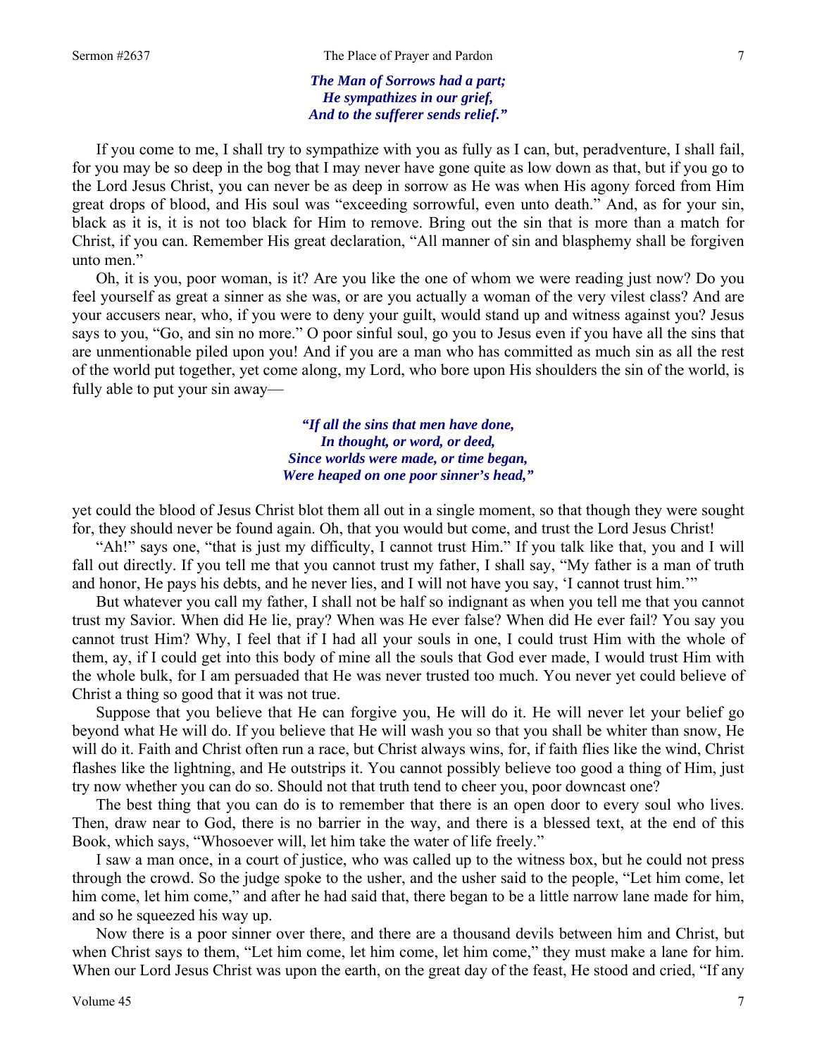*The Man of Sorrows had a part;*
*He sympathizes in our grief,*
*And to the sufferer sends relief."*

If you come to me, I shall try to sympathize with you as fully as I can, but, peradventure, I shall fail, for you may be so deep in the bog that I may never have gone quite as low down as that, but if you go to the Lord Jesus Christ, you can never be as deep in sorrow as He was when His agony forced from Him great drops of blood, and His soul was "exceeding sorrowful, even unto death." And, as for your sin, black as it is, it is not too black for Him to remove. Bring out the sin that is more than a match for Christ, if you can. Remember His great declaration, "All manner of sin and blasphemy shall be forgiven unto men."

Oh, it is you, poor woman, is it? Are you like the one of whom we were reading just now? Do you feel yourself as great a sinner as she was, or are you actually a woman of the very vilest class? And are your accusers near, who, if you were to deny your guilt, would stand up and witness against you? Jesus says to you, "Go, and sin no more." O poor sinful soul, go you to Jesus even if you have all the sins that are unmentionable piled upon you! And if you are a man who has committed as much sin as all the rest of the world put together, yet come along, my Lord, who bore upon His shoulders the sin of the world, is fully able to put your sin away—

*"If all the sins that men have done,*
*In thought, or word, or deed,*
*Since worlds were made, or time began,*
*Were heaped on one poor sinner's head,"*

yet could the blood of Jesus Christ blot them all out in a single moment, so that though they were sought for, they should never be found again. Oh, that you would but come, and trust the Lord Jesus Christ!

"Ah!" says one, "that is just my difficulty, I cannot trust Him." If you talk like that, you and I will fall out directly. If you tell me that you cannot trust my father, I shall say, "My father is a man of truth and honor, He pays his debts, and he never lies, and I will not have you say, 'I cannot trust him.'"

But whatever you call my father, I shall not be half so indignant as when you tell me that you cannot trust my Savior. When did He lie, pray? When was He ever false? When did He ever fail? You say you cannot trust Him? Why, I feel that if I had all your souls in one, I could trust Him with the whole of them, ay, if I could get into this body of mine all the souls that God ever made, I would trust Him with the whole bulk, for I am persuaded that He was never trusted too much. You never yet could believe of Christ a thing so good that it was not true.

Suppose that you believe that He can forgive you, He will do it. He will never let your belief go beyond what He will do. If you believe that He will wash you so that you shall be whiter than snow, He will do it. Faith and Christ often run a race, but Christ always wins, for, if faith flies like the wind, Christ flashes like the lightning, and He outstrips it. You cannot possibly believe too good a thing of Him, just try now whether you can do so. Should not that truth tend to cheer you, poor downcast one?

The best thing that you can do is to remember that there is an open door to every soul who lives. Then, draw near to God, there is no barrier in the way, and there is a blessed text, at the end of this Book, which says, "Whosoever will, let him take the water of life freely."

I saw a man once, in a court of justice, who was called up to the witness box, but he could not press through the crowd. So the judge spoke to the usher, and the usher said to the people, "Let him come, let him come, let him come," and after he had said that, there began to be a little narrow lane made for him, and so he squeezed his way up.

Now there is a poor sinner over there, and there are a thousand devils between him and Christ, but when Christ says to them, "Let him come, let him come, let him come," they must make a lane for him. When our Lord Jesus Christ was upon the earth, on the great day of the feast, He stood and cried, "If any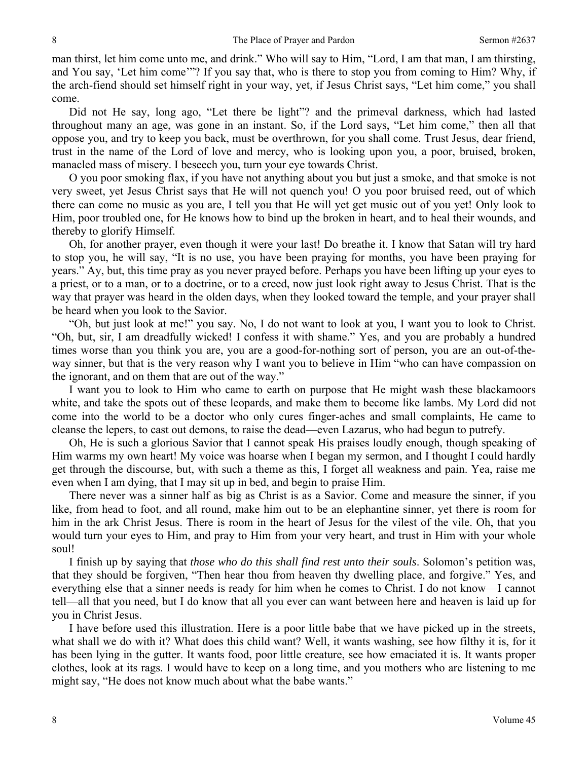man thirst, let him come unto me, and drink." Who will say to Him, "Lord, I am that man, I am thirsting, and You say, 'Let him come'"? If you say that, who is there to stop you from coming to Him? Why, if the arch-fiend should set himself right in your way, yet, if Jesus Christ says, "Let him come," you shall come.

Did not He say, long ago, "Let there be light"? and the primeval darkness, which had lasted throughout many an age, was gone in an instant. So, if the Lord says, "Let him come," then all that oppose you, and try to keep you back, must be overthrown, for you shall come. Trust Jesus, dear friend, trust in the name of the Lord of love and mercy, who is looking upon you, a poor, bruised, broken, manacled mass of misery. I beseech you, turn your eye towards Christ.

O you poor smoking flax, if you have not anything about you but just a smoke, and that smoke is not very sweet, yet Jesus Christ says that He will not quench you! O you poor bruised reed, out of which there can come no music as you are, I tell you that He will yet get music out of you yet! Only look to Him, poor troubled one, for He knows how to bind up the broken in heart, and to heal their wounds, and thereby to glorify Himself.

Oh, for another prayer, even though it were your last! Do breathe it. I know that Satan will try hard to stop you, he will say, "It is no use, you have been praying for months, you have been praying for years." Ay, but, this time pray as you never prayed before. Perhaps you have been lifting up your eyes to a priest, or to a man, or to a doctrine, or to a creed, now just look right away to Jesus Christ. That is the way that prayer was heard in the olden days, when they looked toward the temple, and your prayer shall be heard when you look to the Savior.

"Oh, but just look at me!" you say. No, I do not want to look at you, I want you to look to Christ. "Oh, but, sir, I am dreadfully wicked! I confess it with shame." Yes, and you are probably a hundred times worse than you think you are, you are a good-for-nothing sort of person, you are an out-of-the-way sinner, but that is the very reason why I want you to believe in Him "who can have compassion on the ignorant, and on them that are out of the way."

I want you to look to Him who came to earth on purpose that He might wash these blackamoors white, and take the spots out of these leopards, and make them to become like lambs. My Lord did not come into the world to be a doctor who only cures finger-aches and small complaints, He came to cleanse the lepers, to cast out demons, to raise the dead—even Lazarus, who had begun to putrefy.

Oh, He is such a glorious Savior that I cannot speak His praises loudly enough, though speaking of Him warms my own heart! My voice was hoarse when I began my sermon, and I thought I could hardly get through the discourse, but, with such a theme as this, I forget all weakness and pain. Yea, raise me even when I am dying, that I may sit up in bed, and begin to praise Him.

There never was a sinner half as big as Christ is as a Savior. Come and measure the sinner, if you like, from head to foot, and all round, make him out to be an elephantine sinner, yet there is room for him in the ark Christ Jesus. There is room in the heart of Jesus for the vilest of the vile. Oh, that you would turn your eyes to Him, and pray to Him from your very heart, and trust in Him with your whole soul!

I finish up by saying that *those who do this shall find rest unto their souls*. Solomon's petition was, that they should be forgiven, "Then hear thou from heaven thy dwelling place, and forgive." Yes, and everything else that a sinner needs is ready for him when he comes to Christ. I do not know—I cannot tell—all that you need, but I do know that all you ever can want between here and heaven is laid up for you in Christ Jesus.

I have before used this illustration. Here is a poor little babe that we have picked up in the streets, what shall we do with it? What does this child want? Well, it wants washing, see how filthy it is, for it has been lying in the gutter. It wants food, poor little creature, see how emaciated it is. It wants proper clothes, look at its rags. I would have to keep on a long time, and you mothers who are listening to me might say, "He does not know much about what the babe wants."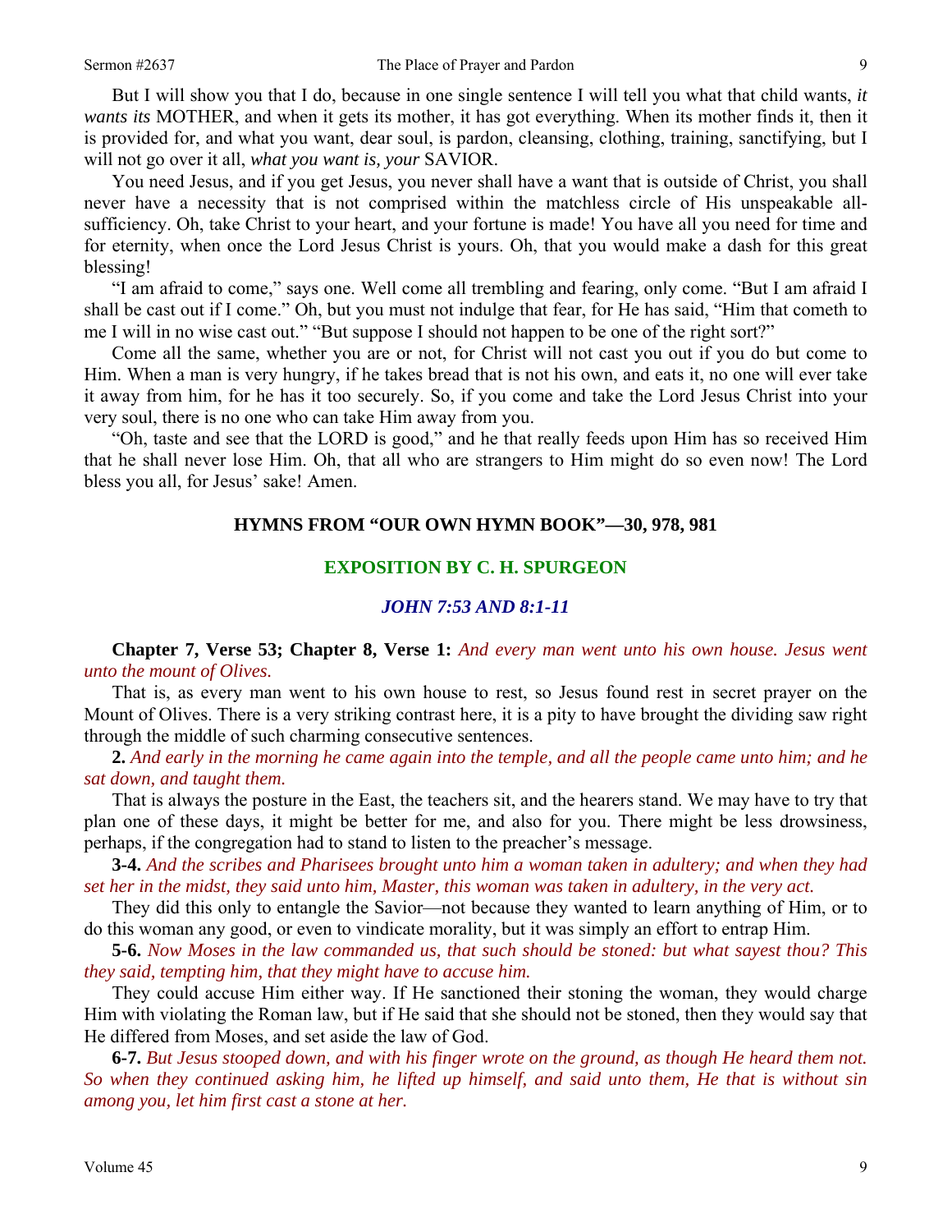But I will show you that I do, because in one single sentence I will tell you what that child wants, *it wants its* MOTHER, and when it gets its mother, it has got everything. When its mother finds it, then it is provided for, and what you want, dear soul, is pardon, cleansing, clothing, training, sanctifying, but I will not go over it all, *what you want is, your* SAVIOR.

You need Jesus, and if you get Jesus, you never shall have a want that is outside of Christ, you shall never have a necessity that is not comprised within the matchless circle of His unspeakable all-sufficiency. Oh, take Christ to your heart, and your fortune is made! You have all you need for time and for eternity, when once the Lord Jesus Christ is yours. Oh, that you would make a dash for this great blessing!

"I am afraid to come," says one. Well come all trembling and fearing, only come. "But I am afraid I shall be cast out if I come." Oh, but you must not indulge that fear, for He has said, "Him that cometh to me I will in no wise cast out." "But suppose I should not happen to be one of the right sort?"

Come all the same, whether you are or not, for Christ will not cast you out if you do but come to Him. When a man is very hungry, if he takes bread that is not his own, and eats it, no one will ever take it away from him, for he has it too securely. So, if you come and take the Lord Jesus Christ into your very soul, there is no one who can take Him away from you.

"Oh, taste and see that the LORD is good," and he that really feeds upon Him has so received Him that he shall never lose Him. Oh, that all who are strangers to Him might do so even now! The Lord bless you all, for Jesus' sake! Amen.

## HYMNS FROM "OUR OWN HYMN BOOK"—30, 978, 981

## EXPOSITION BY C. H. SPURGEON

### *JOHN 7:53 AND 8:1-11*

**Chapter 7, Verse 53; Chapter 8, Verse 1:** *And every man went unto his own house. Jesus went unto the mount of Olives.*

That is, as every man went to his own house to rest, so Jesus found rest in secret prayer on the Mount of Olives. There is a very striking contrast here, it is a pity to have brought the dividing saw right through the middle of such charming consecutive sentences.

**2.** *And early in the morning he came again into the temple, and all the people came unto him; and he sat down, and taught them.*

That is always the posture in the East, the teachers sit, and the hearers stand. We may have to try that plan one of these days, it might be better for me, and also for you. There might be less drowsiness, perhaps, if the congregation had to stand to listen to the preacher's message.

**3-4.** *And the scribes and Pharisees brought unto him a woman taken in adultery; and when they had set her in the midst, they said unto him, Master, this woman was taken in adultery, in the very act.*

They did this only to entangle the Savior—not because they wanted to learn anything of Him, or to do this woman any good, or even to vindicate morality, but it was simply an effort to entrap Him.

**5-6.** *Now Moses in the law commanded us, that such should be stoned: but what sayest thou? This they said, tempting him, that they might have to accuse him.*

They could accuse Him either way. If He sanctioned their stoning the woman, they would charge Him with violating the Roman law, but if He said that she should not be stoned, then they would say that He differed from Moses, and set aside the law of God.

**6-7.** *But Jesus stooped down, and with his finger wrote on the ground, as though He heard them not. So when they continued asking him, he lifted up himself, and said unto them, He that is without sin among you, let him first cast a stone at her.*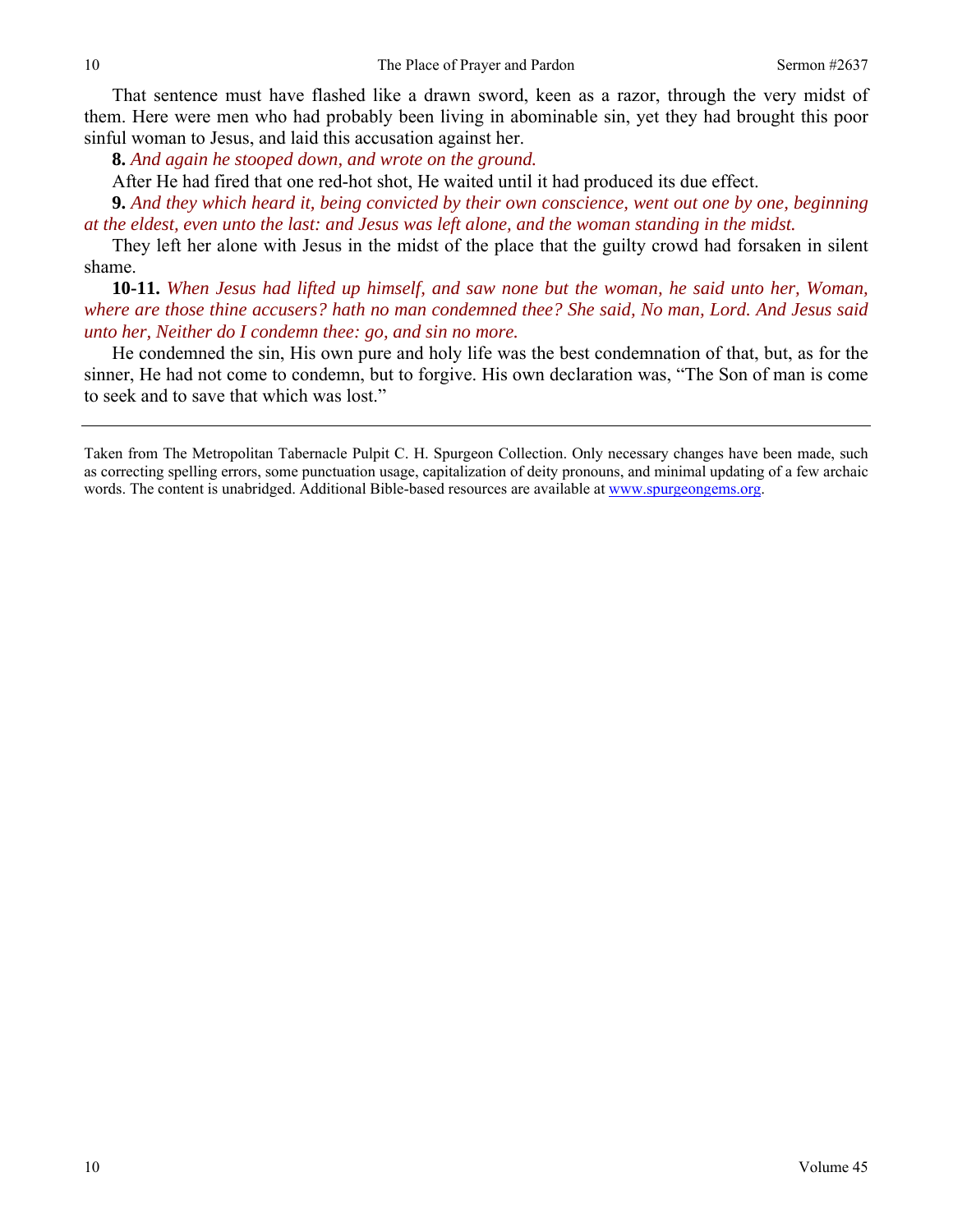That sentence must have flashed like a drawn sword, keen as a razor, through the very midst of them. Here were men who had probably been living in abominable sin, yet they had brought this poor sinful woman to Jesus, and laid this accusation against her.

**8.** *And again he stooped down, and wrote on the ground.*

After He had fired that one red-hot shot, He waited until it had produced its due effect.

**9.** *And they which heard it, being convicted by their own conscience, went out one by one, beginning at the eldest, even unto the last: and Jesus was left alone, and the woman standing in the midst.*

They left her alone with Jesus in the midst of the place that the guilty crowd had forsaken in silent shame.

**10-11.** *When Jesus had lifted up himself, and saw none but the woman, he said unto her, Woman, where are those thine accusers? hath no man condemned thee? She said, No man, Lord. And Jesus said unto her, Neither do I condemn thee: go, and sin no more.*

He condemned the sin, His own pure and holy life was the best condemnation of that, but, as for the sinner, He had not come to condemn, but to forgive. His own declaration was, "The Son of man is come to seek and to save that which was lost."

---

Taken from The Metropolitan Tabernacle Pulpit C. H. Spurgeon Collection. Only necessary changes have been made, such as correcting spelling errors, some punctuation usage, capitalization of deity pronouns, and minimal updating of a few archaic words. The content is unabridged. Additional Bible-based resources are available at www.spurgeongems.org.